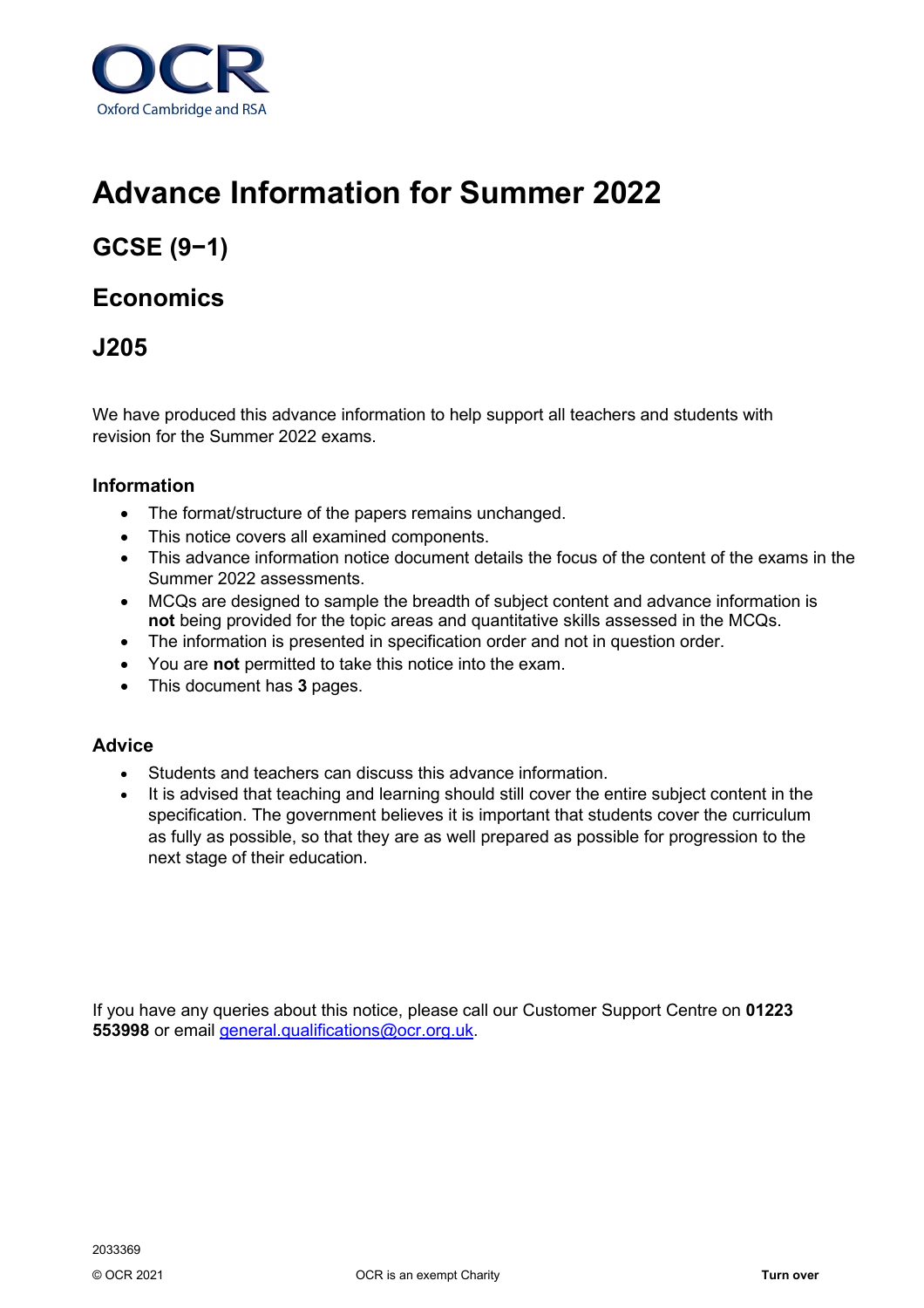OCR
Oxford Cambridge and RSA

# Advance Information for Summer 2022

## GCSE (9−1)

## Economics

## J205

We have produced this advance information to help support all teachers and students with revision for the Summer 2022 exams.

### Information

- The format/structure of the papers remains unchanged.
- This notice covers all examined components.
- This advance information notice document details the focus of the content of the exams in the Summer 2022 assessments.
- MCQs are designed to sample the breadth of subject content and advance information is **not** being provided for the topic areas and quantitative skills assessed in the MCQs.
- The information is presented in specification order and not in question order.
- You are **not** permitted to take this notice into the exam.
- This document has **3** pages.

### Advice

- Students and teachers can discuss this advance information.
- It is advised that teaching and learning should still cover the entire subject content in the specification. The government believes it is important that students cover the curriculum as fully as possible, so that they are as well prepared as possible for progression to the next stage of their education.

If you have any queries about this notice, please call our Customer Support Centre on **01223 553998** or email general.qualifications@ocr.org.uk.

2033369

© OCR 2021 OCR is an exempt Charity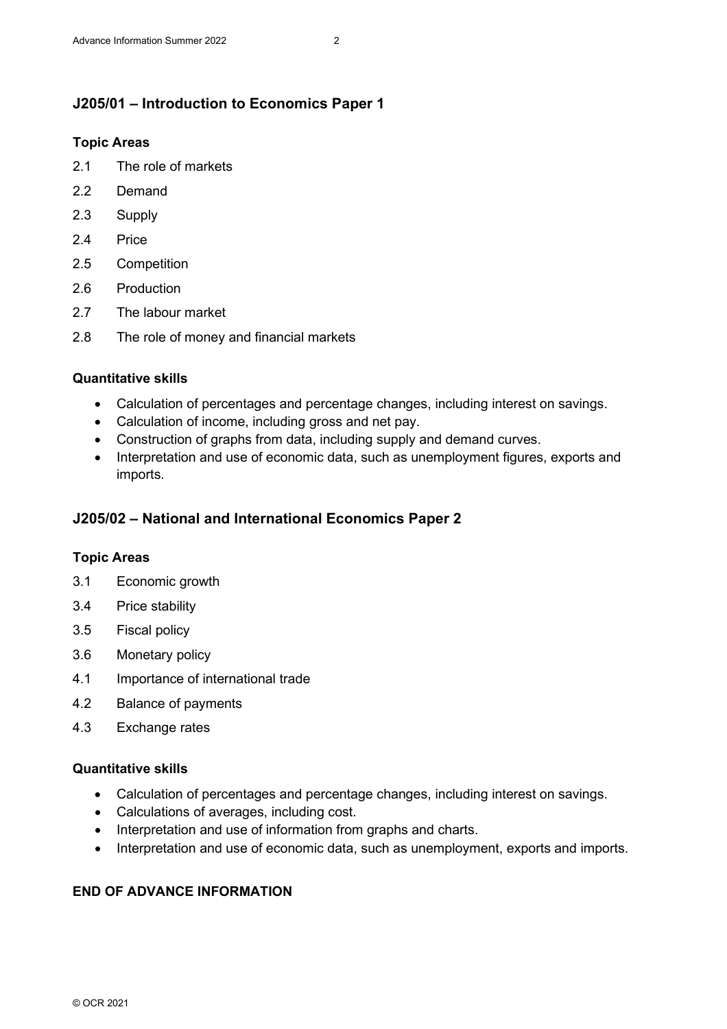## J205/01 – Introduction to Economics Paper 1

### Topic Areas

2.1 The role of markets

2.2 Demand

2.3 Supply

2.4 Price

2.5 Competition

2.6 Production

2.7 The labour market

2.8 The role of money and financial markets

### Quantitative skills

- Calculation of percentages and percentage changes, including interest on savings.
- Calculation of income, including gross and net pay.
- Construction of graphs from data, including supply and demand curves.
- Interpretation and use of economic data, such as unemployment figures, exports and imports.

## J205/02 – National and International Economics Paper 2

### Topic Areas

3.1 Economic growth

3.4 Price stability

3.5 Fiscal policy

3.6 Monetary policy

4.1 Importance of international trade

4.2 Balance of payments

4.3 Exchange rates

### Quantitative skills

- Calculation of percentages and percentage changes, including interest on savings.
- Calculations of averages, including cost.
- Interpretation and use of information from graphs and charts.
- Interpretation and use of economic data, such as unemployment, exports and imports.

**END OF ADVANCE INFORMATION**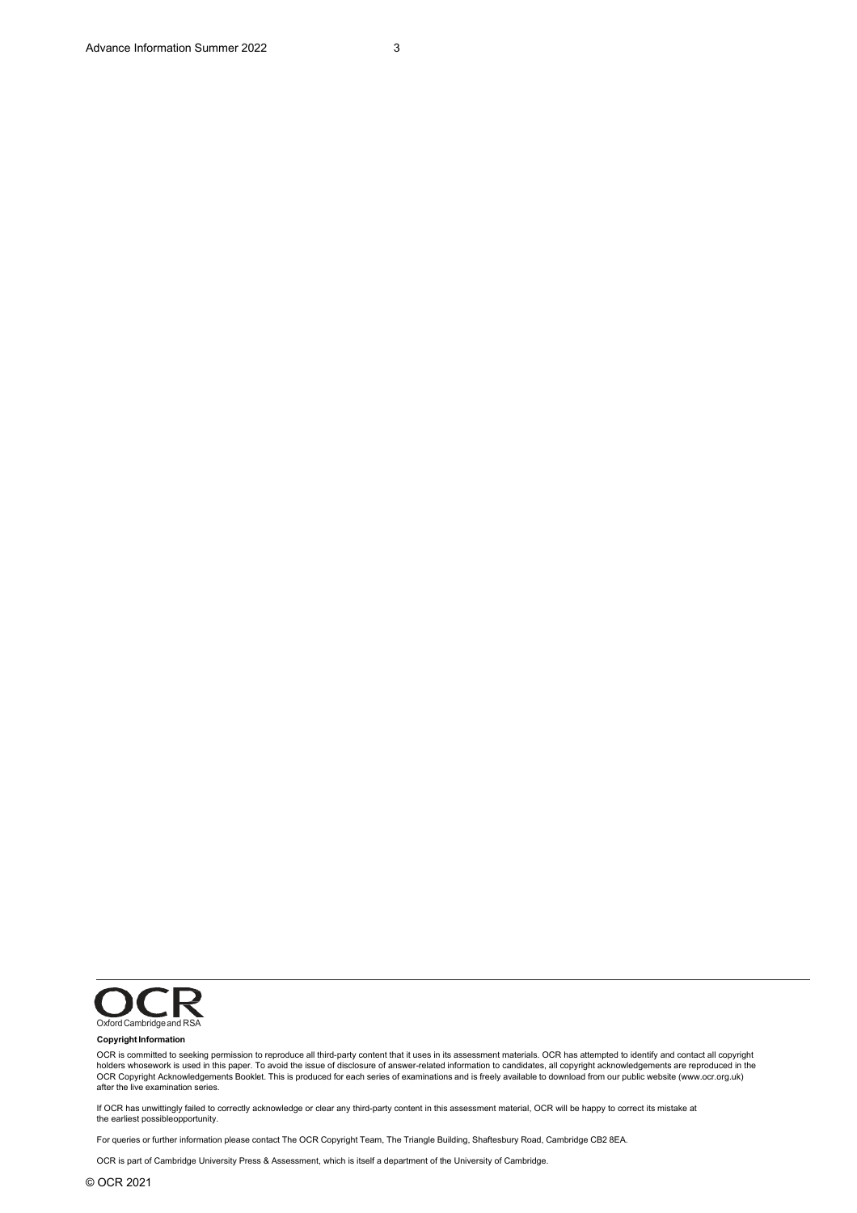OCR

Oxford Cambridge and RSA

**Copyright Information**

OCR is committed to seeking permission to reproduce all third-party content that it uses in its assessment materials. OCR has attempted to identify and contact all copyright holders whosework is used in this paper. To avoid the issue of disclosure of answer-related information to candidates, all copyright acknowledgements are reproduced in the OCR Copyright Acknowledgements Booklet. This is produced for each series of examinations and is freely available to download from our public website (www.ocr.org.uk) after the live examination series.

If OCR has unwittingly failed to correctly acknowledge or clear any third-party content in this assessment material, OCR will be happy to correct its mistake at the earliest possibleopportunity.

For queries or further information please contact The OCR Copyright Team, The Triangle Building, Shaftesbury Road, Cambridge CB2 8EA.

OCR is part of Cambridge University Press & Assessment, which is itself a department of the University of Cambridge.

© OCR 2021